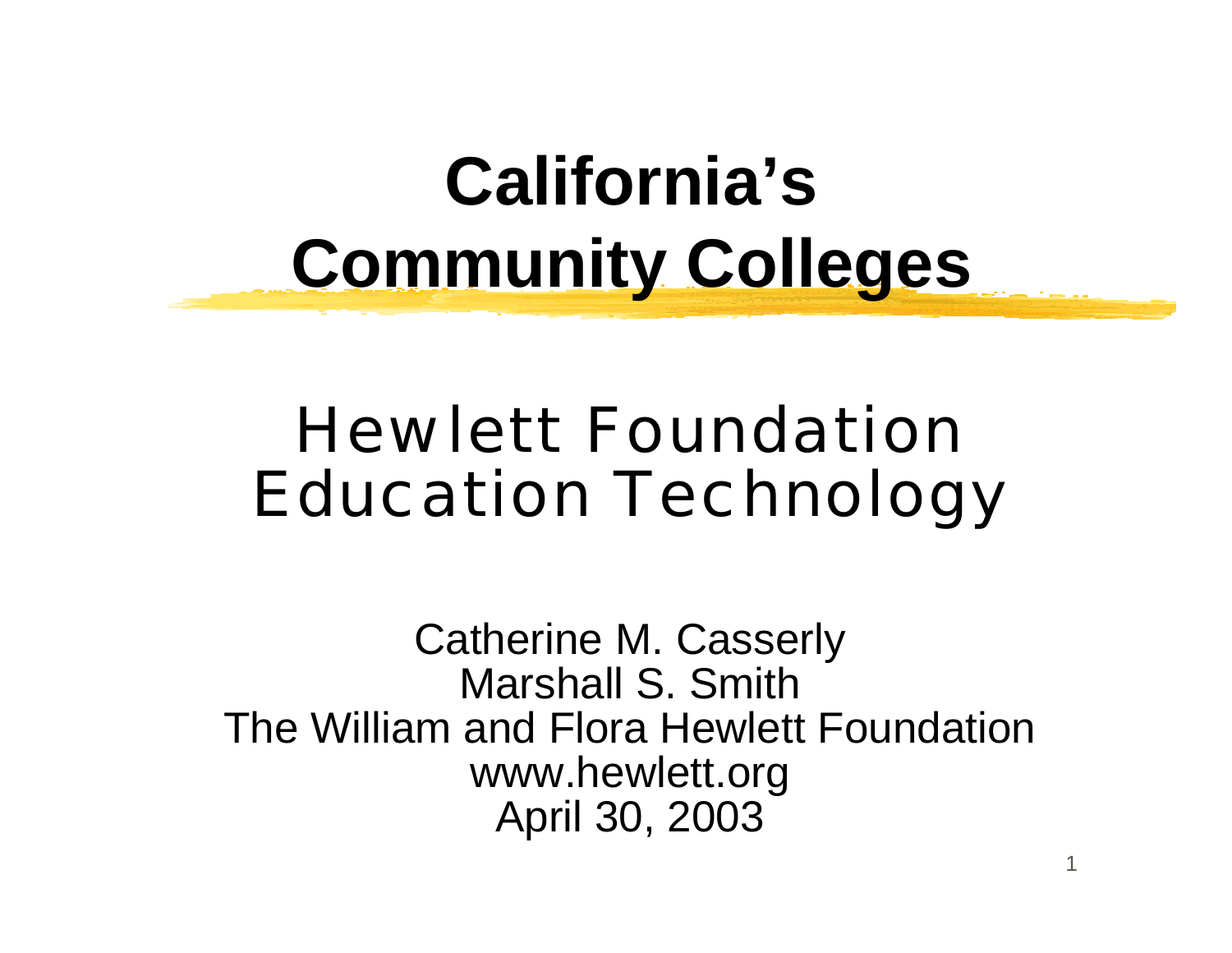# California's Community Colleges

## Hewlett Foundation Education Technology

Catherine M. Casserly
Marshall S. Smith
The William and Flora Hewlett Foundation
www.hewlett.org
April 30, 2003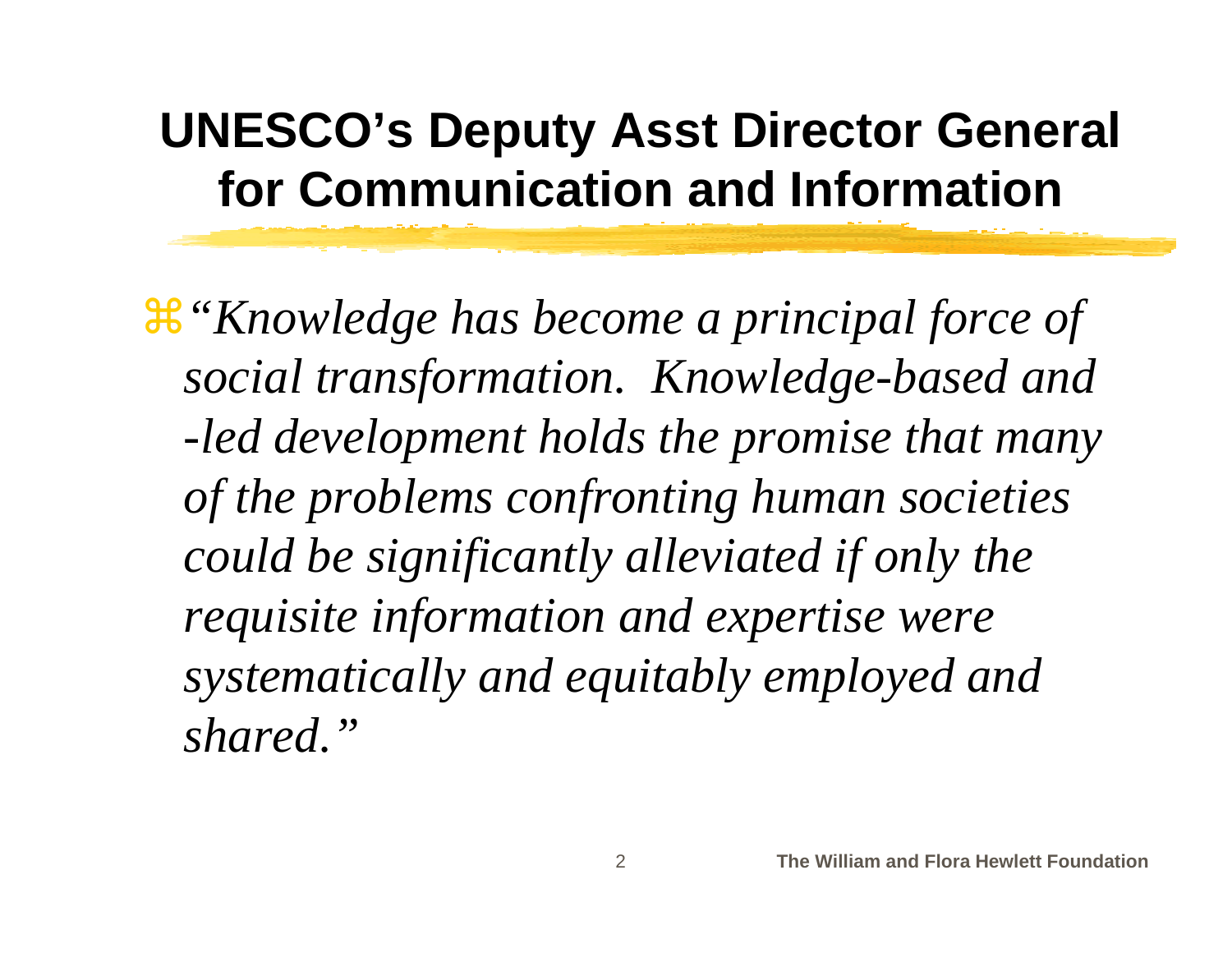# UNESCO's Deputy Asst Director General for Communication and Information

- *"Knowledge has become a principal force of social transformation. Knowledge-based and -led development holds the promise that many of the problems confronting human societies could be significantly alleviated if only the requisite information and expertise were systematically and equitably employed and shared."*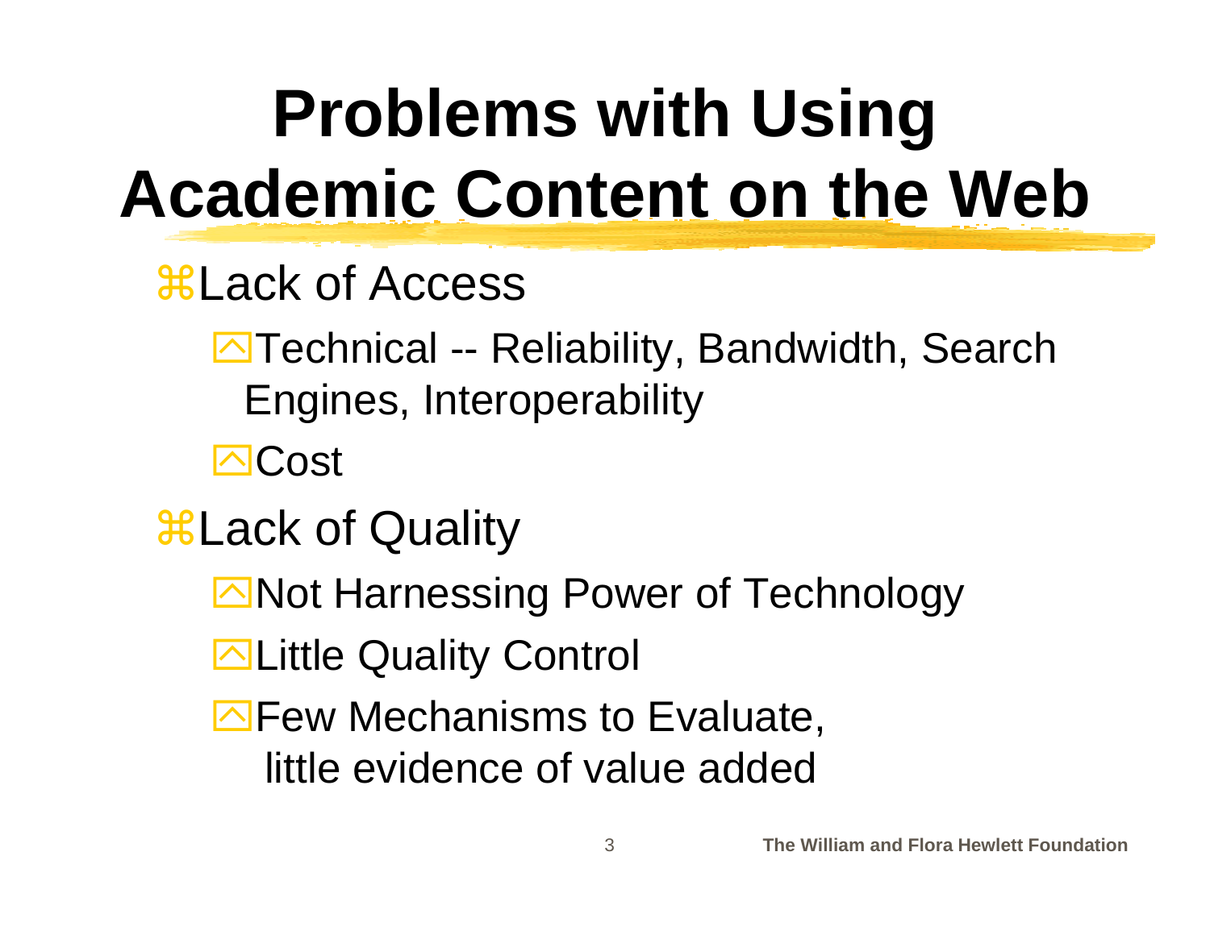# Problems with Using Academic Content on the Web

- Lack of Access
  - Technical -- Reliability, Bandwidth, Search Engines, Interoperability
  - Cost
- Lack of Quality
  - Not Harnessing Power of Technology
  - Little Quality Control
  - Few Mechanisms to Evaluate, little evidence of value added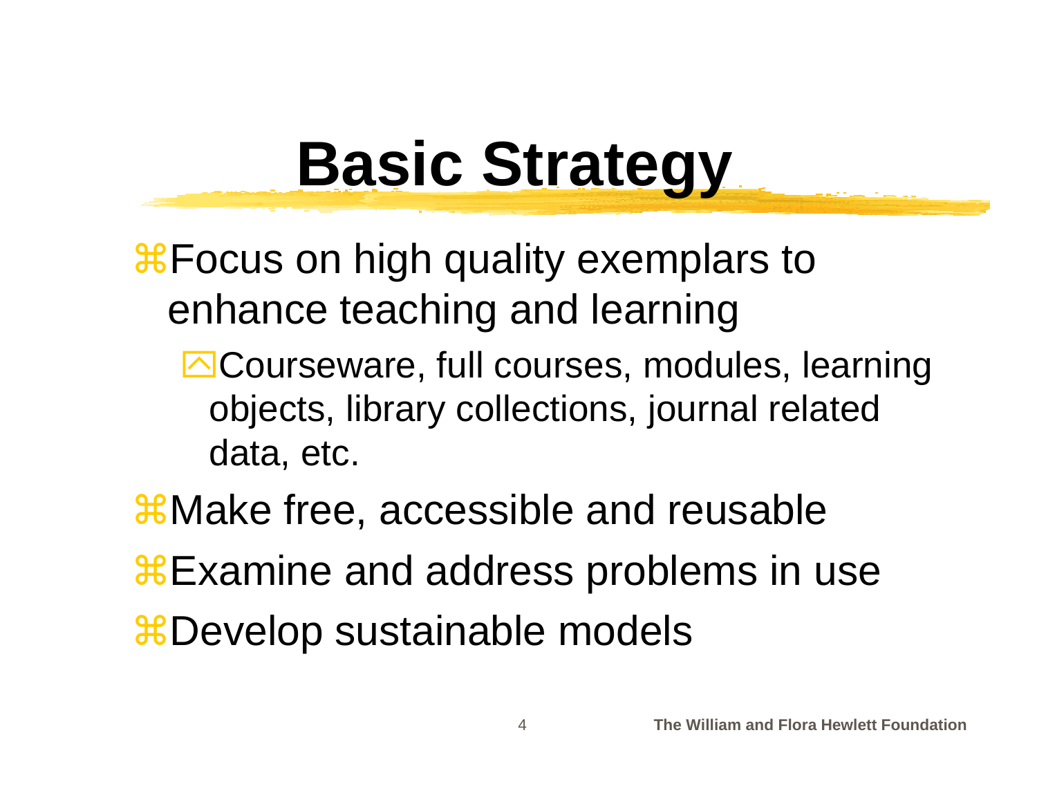# Basic Strategy

- Focus on high quality exemplars to enhance teaching and learning
  - Courseware, full courses, modules, learning objects, library collections, journal related data, etc.
- Make free, accessible and reusable
- Examine and address problems in use
- Develop sustainable models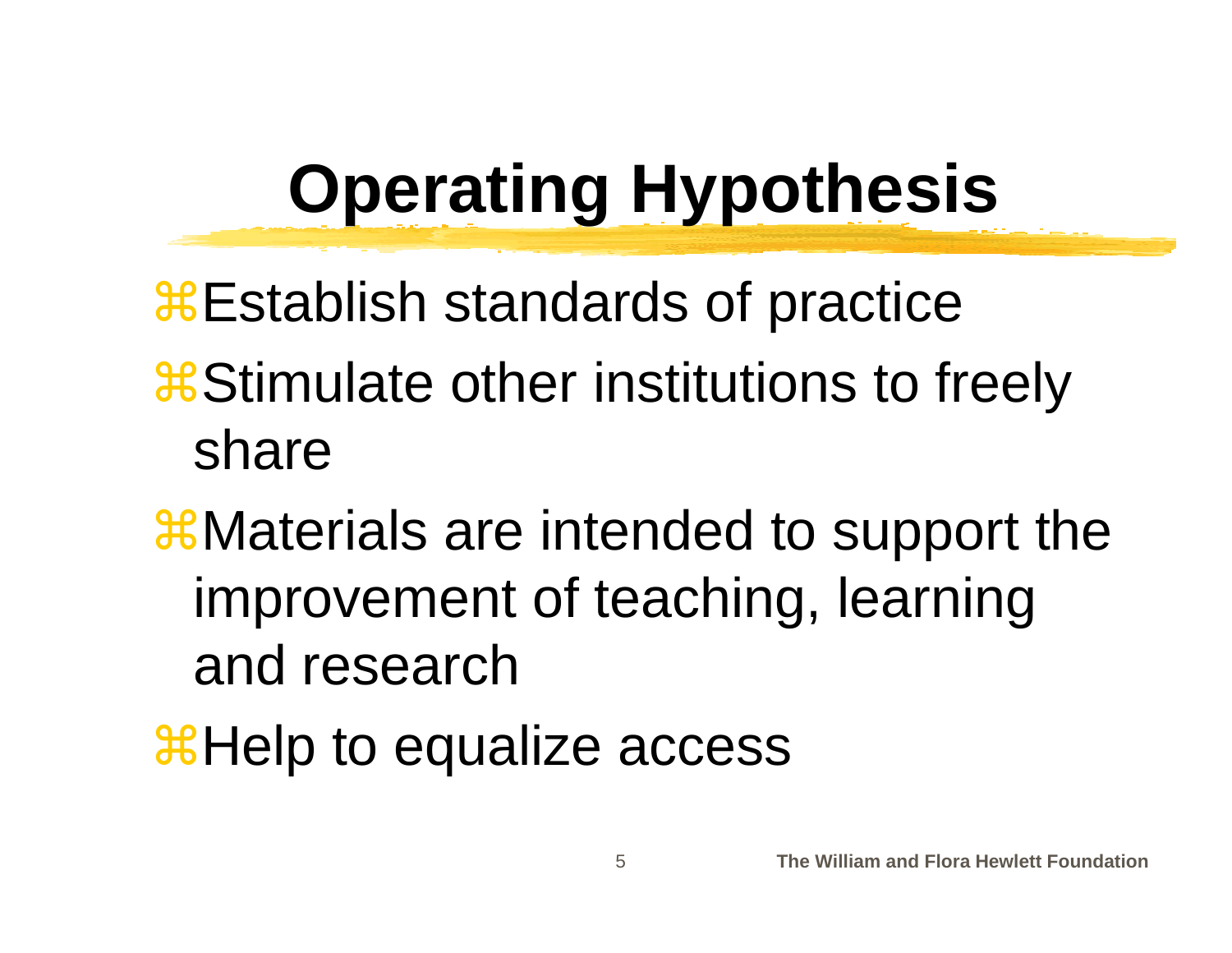# Operating Hypothesis

- Establish standards of practice
- Stimulate other institutions to freely share
- Materials are intended to support the improvement of teaching, learning and research
- Help to equalize access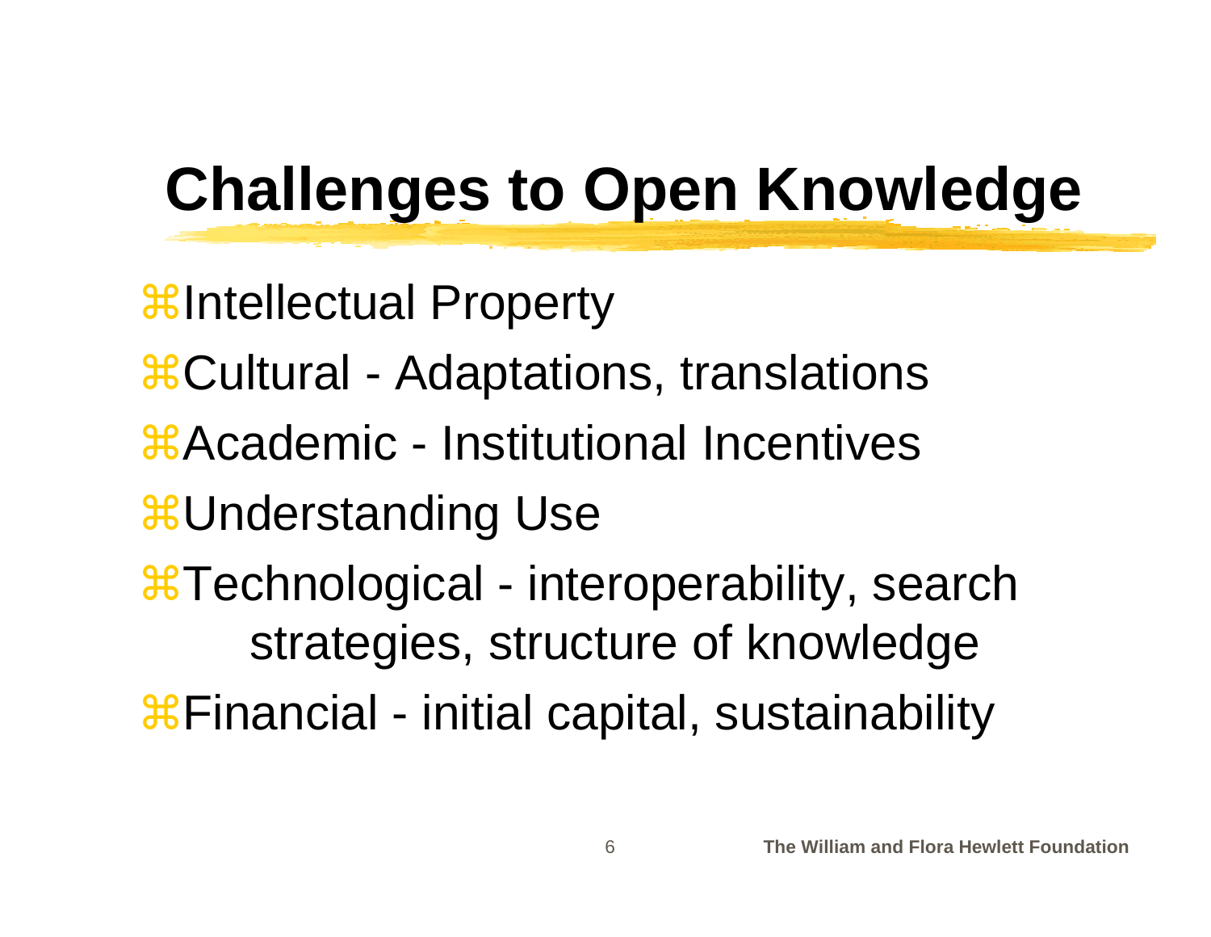# Challenges to Open Knowledge

- Intellectual Property
- Cultural - Adaptations, translations
- Academic - Institutional Incentives
- Understanding Use
- Technological - interoperability, search strategies, structure of knowledge
- Financial - initial capital, sustainability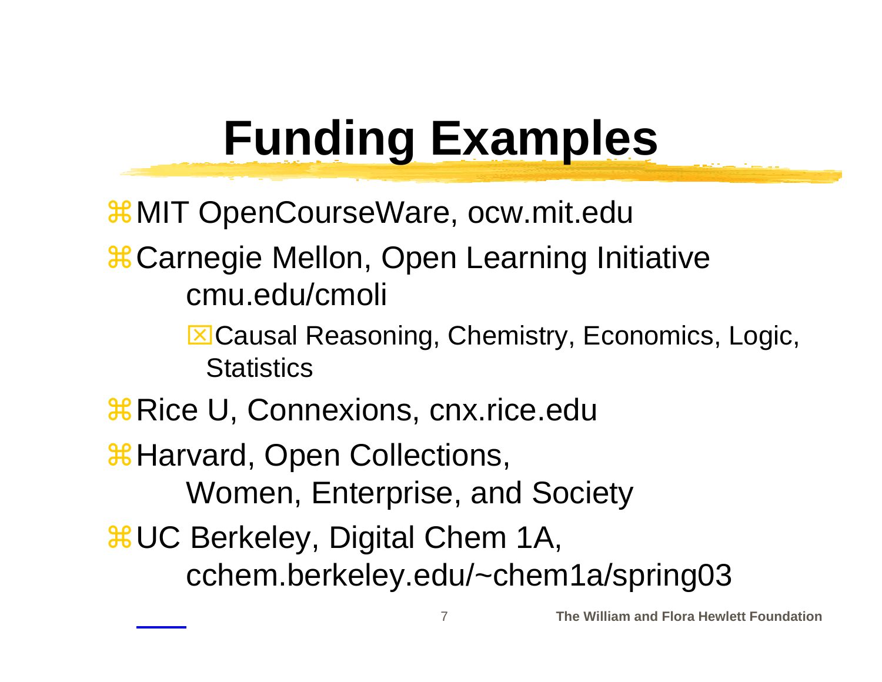# Funding Examples

- MIT OpenCourseWare, ocw.mit.edu
- Carnegie Mellon, Open Learning Initiative cmu.edu/cmoli
  - Causal Reasoning, Chemistry, Economics, Logic, Statistics
- Rice U, Connexions, cnx.rice.edu
- Harvard, Open Collections, Women, Enterprise, and Society
- UC Berkeley, Digital Chem 1A, cchem.berkeley.edu/~chem1a/spring03

**The William and Flora Hewlett Foundation**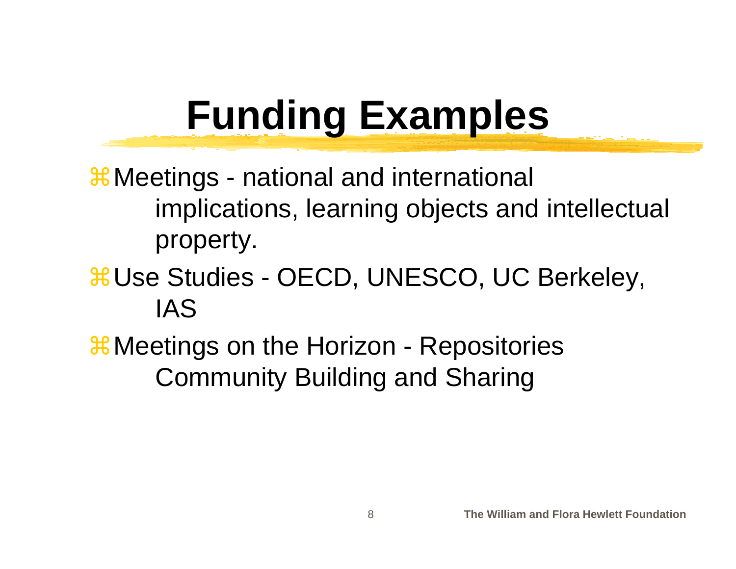# Funding Examples

- Meetings - national and international implications, learning objects and intellectual property.
- Use Studies - OECD, UNESCO, UC Berkeley, IAS
- Meetings on the Horizon - Repositories Community Building and Sharing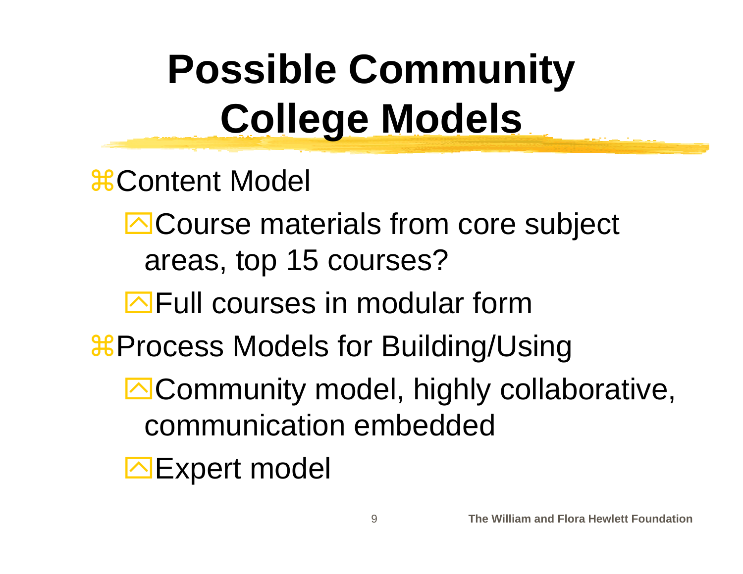# Possible Community College Models

- Content Model
  - Course materials from core subject areas, top 15 courses?
  - Full courses in modular form
- Process Models for Building/Using
  - Community model, highly collaborative, communication embedded
  - Expert model